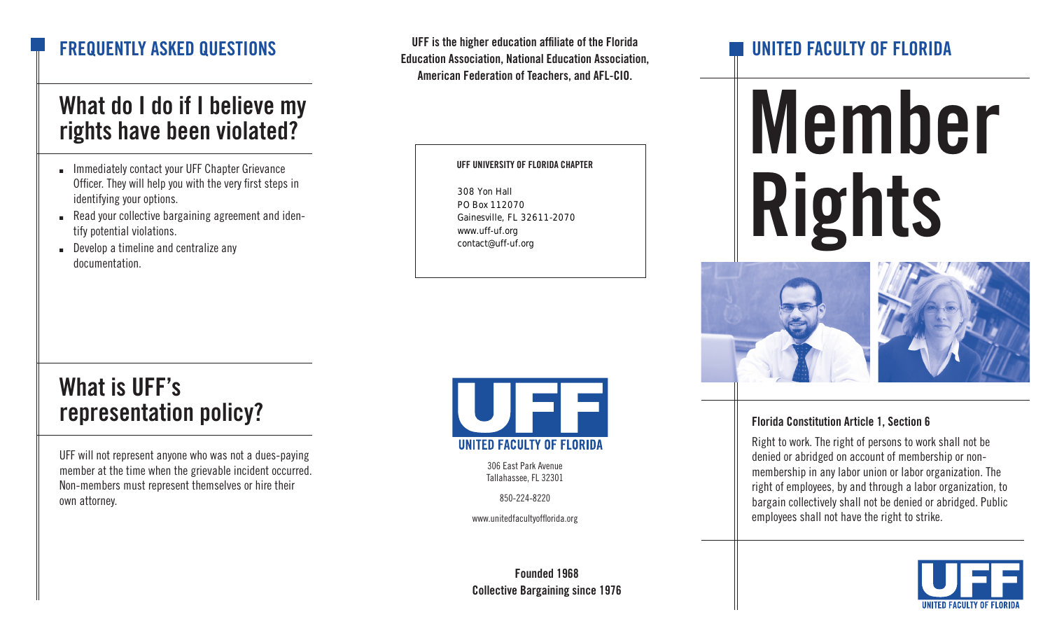## FREQUENTLY ASKED QUESTIONS

### What do I do if I believe my rights have been violated?

- Immediately contact your UFF Chapter Grievance Officer. They will help you with the very first steps in identifying your options.
- Read your collective bargaining agreement and identify potential violations.
- Develop a timeline and centralize any documentation.

### What is UFF's representation policy?

UFF will not represent anyone who was not a dues-paying member at the time when the grievable incident occurred. Non-members must represent themselves or hire their own attorney.

**UFF is the higher education affiliate of the Florida Education Association, National Education Association, American Federation of Teachers, and AFL-CIO.**

**UFF UNIVERSITY OF FLORIDA CHAPTER**

308 Yon Hall
PO Box 112070
Gainesville, FL 32611-2070
www.uff-uf.org
contact@uff-uf.org

UFF
UNITED FACULTY OF FLORIDA

306 East Park Avenue
Tallahassee, FL 32301

850-224-8220

www.unitedfacultyofflorida.org

**Founded 1968**
**Collective Bargaining since 1976**

## UNITED FACULTY OF FLORIDA

# Member Rights

**Florida Constitution Article 1, Section 6**

Right to work. The right of persons to work shall not be denied or abridged on account of membership or non-membership in any labor union or labor organization. The right of employees, by and through a labor organization, to bargain collectively shall not be denied or abridged. Public employees shall not have the right to strike.

UFF
UNITED FACULTY OF FLORIDA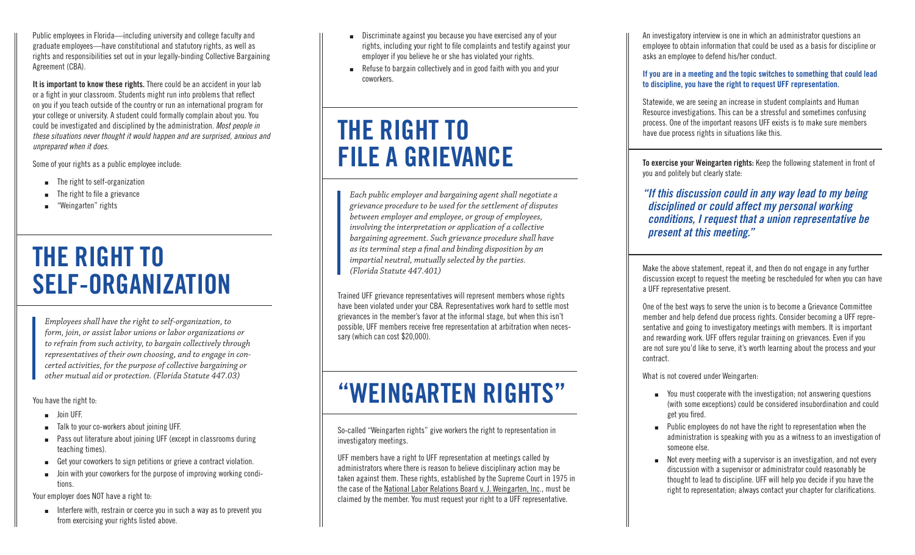Public employees in Florida—including university and college faculty and graduate employees—have constitutional and statutory rights, as well as rights and responsibilities set out in your legally-binding Collective Bargaining Agreement (CBA).

**It is important to know these rights.** There could be an accident in your lab or a fight in your classroom. Students might run into problems that reflect on you if you teach outside of the country or run an international program for your college or university. A student could formally complain about you. You could be investigated and disciplined by the administration. *Most people in these situations never thought it would happen and are surprised, anxious and unprepared when it does.*

Some of your rights as a public employee include:

- The right to self-organization
- The right to file a grievance
- "Weingarten" rights

# THE RIGHT TO SELF-ORGANIZATION

> *Employees shall have the right to self-organization, to form, join, or assist labor unions or labor organizations or to refrain from such activity, to bargain collectively through representatives of their own choosing, and to engage in concerted activities, for the purpose of collective bargaining or other mutual aid or protection. (Florida Statute 447.03)*

You have the right to:

- Join UFF.
- Talk to your co-workers about joining UFF.
- Pass out literature about joining UFF (except in classrooms during teaching times).
- Get your coworkers to sign petitions or grieve a contract violation.
- Join with your coworkers for the purpose of improving working conditions.

Your employer does NOT have a right to:

- Interfere with, restrain or coerce you in such a way as to prevent you from exercising your rights listed above.
- Discriminate against you because you have exercised any of your rights, including your right to file complaints and testify against your employer if you believe he or she has violated your rights.
- Refuse to bargain collectively and in good faith with you and your coworkers.

# THE RIGHT TO FILE A GRIEVANCE

> *Each public employer and bargaining agent shall negotiate a grievance procedure to be used for the settlement of disputes between employer and employee, or group of employees, involving the interpretation or application of a collective bargaining agreement. Such grievance procedure shall have as its terminal step a final and binding disposition by an impartial neutral, mutually selected by the parties. (Florida Statute 447.401)*

Trained UFF grievance representatives will represent members whose rights have been violated under your CBA. Representatives work hard to settle most grievances in the member's favor at the informal stage, but when this isn't possible, UFF members receive free representation at arbitration when necessary (which can cost $20,000).

# "WEINGARTEN RIGHTS"

So-called "Weingarten rights" give workers the right to representation in investigatory meetings.

UFF members have a right to UFF representation at meetings called by administrators where there is reason to believe disciplinary action may be taken against them. These rights, established by the Supreme Court in 1975 in the case of National Labor Relations Board v. J. Weingarten, Inc., must be claimed by the member. You must request your right to a UFF representative.

An investigatory interview is one in which an administrator questions an employee to obtain information that could be used as a basis for discipline or asks an employee to defend his/her conduct.

**If you are in a meeting and the topic switches to something that could lead to discipline, you have the right to request UFF representation.**

Statewide, we are seeing an increase in student complaints and Human Resource investigations. This can be a stressful and sometimes confusing process. One of the important reasons UFF exists is to make sure members have due process rights in situations like this.

**To exercise your Weingarten rights:** Keep the following statement in front of you and politely but clearly state:

***"If this discussion could in any way lead to my being disciplined or could affect my personal working conditions, I request that a union representative be present at this meeting."***

Make the above statement, repeat it, and then do not engage in any further discussion except to request the meeting be rescheduled for when you can have a UFF representative present.

One of the best ways to serve the union is to become a Grievance Committee member and help defend due process rights. Consider becoming a UFF representative and going to investigatory meetings with members. It is important and rewarding work. UFF offers regular training on grievances. Even if you are not sure you'd like to serve, it's worth learning about the process and your contract.

What is not covered under Weingarten:

- You must cooperate with the investigation; not answering questions (with some exceptions) could be considered insubordination and could get you fired.
- Public employees do not have the right to representation when the administration is speaking with you as a witness to an investigation of someone else.
- Not every meeting with a supervisor is an investigation, and not every discussion with a supervisor or administrator could reasonably be thought to lead to discipline. UFF will help you decide if you have the right to representation; always contact your chapter for clarifications.